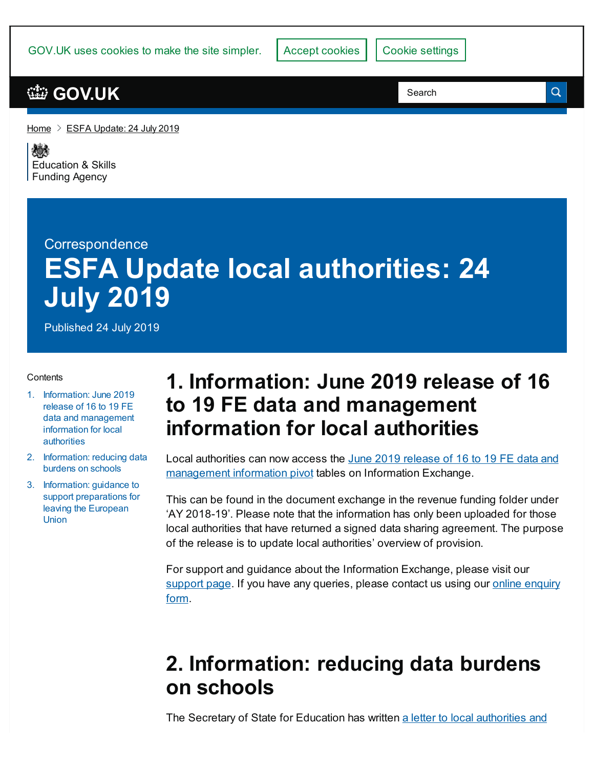GOV.UK uses cookies to make the site simpler. Accept cookies Cookie settings

GOV.UK

Search

Home > ESFA Update: 24 July 2019

Education & Skills Funding Agency

Correspondence

# ESFA Update local authorities: 24 July 2019

Published 24 July 2019

Contents

1. Information: June 2019 release of 16 to 19 FE data and management information for local authorities
2. Information: reducing data burdens on schools
3. Information: guidance to support preparations for leaving the European Union

## 1. Information: June 2019 release of 16 to 19 FE data and management information for local authorities

Local authorities can now access the June 2019 release of 16 to 19 FE data and management information pivot tables on Information Exchange.

This can be found in the document exchange in the revenue funding folder under ‘AY 2018-19’. Please note that the information has only been uploaded for those local authorities that have returned a signed data sharing agreement. The purpose of the release is to update local authorities’ overview of provision.

For support and guidance about the Information Exchange, please visit our support page. If you have any queries, please contact us using our online enquiry form.

## 2. Information: reducing data burdens on schools

The Secretary of State for Education has written a letter to local authorities and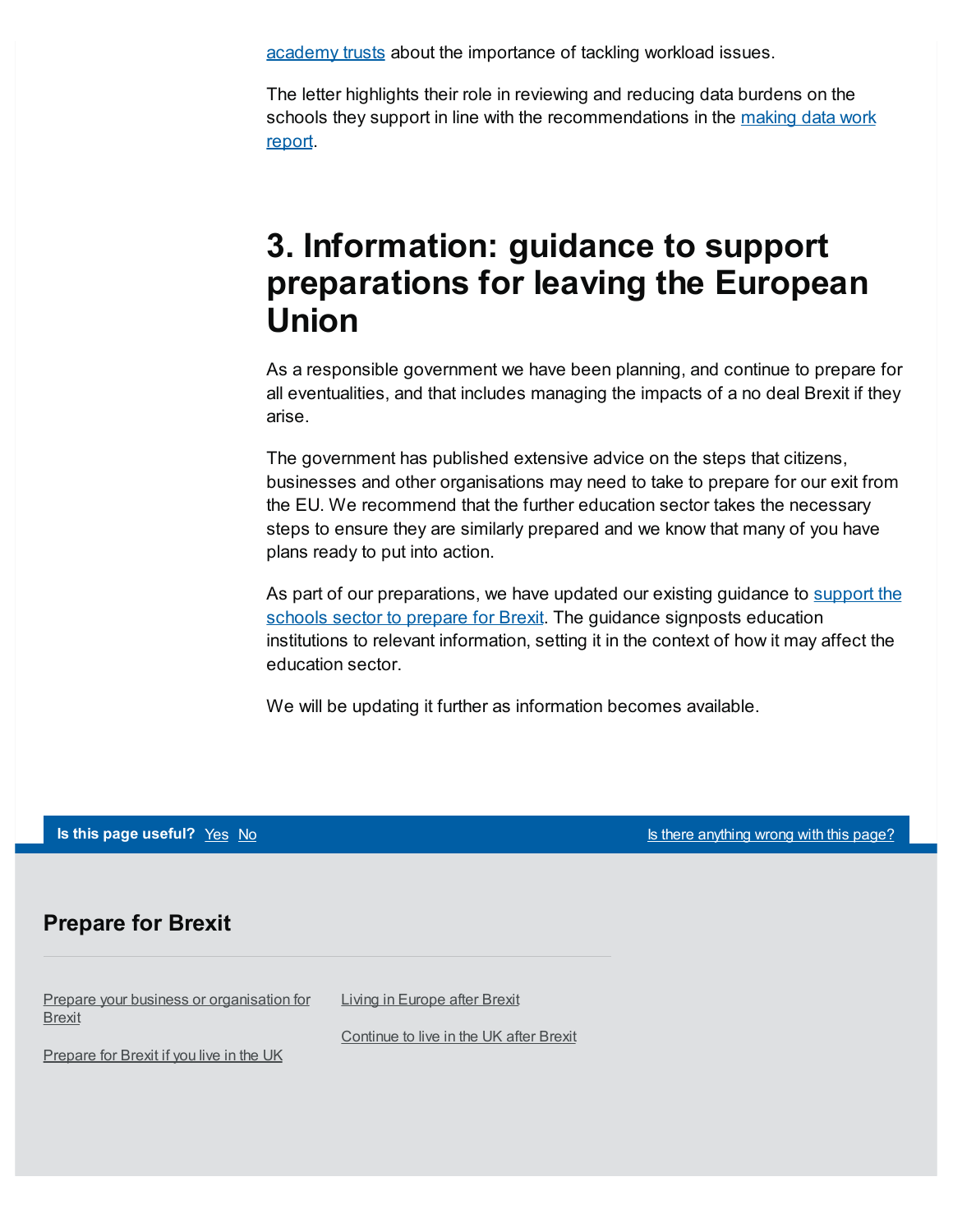academy trusts about the importance of tackling workload issues.

The letter highlights their role in reviewing and reducing data burdens on the schools they support in line with the recommendations in the making data work report.

## 3. Information: guidance to support preparations for leaving the European Union

As a responsible government we have been planning, and continue to prepare for all eventualities, and that includes managing the impacts of a no deal Brexit if they arise.

The government has published extensive advice on the steps that citizens, businesses and other organisations may need to take to prepare for our exit from the EU. We recommend that the further education sector takes the necessary steps to ensure they are similarly prepared and we know that many of you have plans ready to put into action.

As part of our preparations, we have updated our existing guidance to support the schools sector to prepare for Brexit. The guidance signposts education institutions to relevant information, setting it in the context of how it may affect the education sector.

We will be updating it further as information becomes available.

**Is this page useful?** Yes No Is there anything wrong with this page?

### Prepare for Brexit

- Prepare your business or organisation for Brexit
- Prepare for Brexit if you live in the UK
- Living in Europe after Brexit
- Continue to live in the UK after Brexit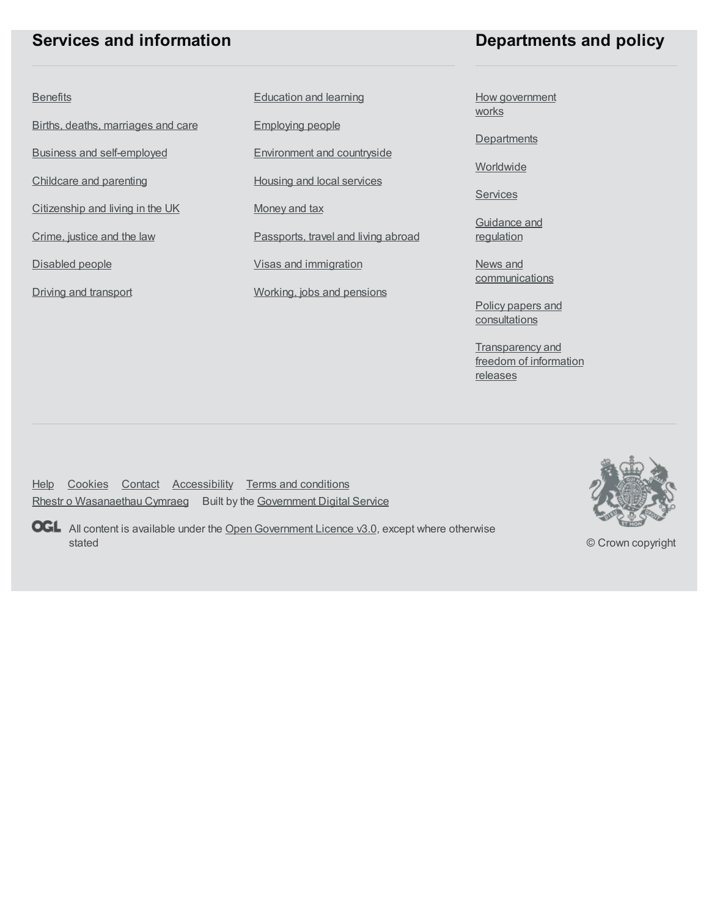## Services and information

- Benefits
- Births, deaths, marriages and care
- Business and self-employed
- Childcare and parenting
- Citizenship and living in the UK
- Crime, justice and the law
- Disabled people
- Driving and transport
- Education and learning
- Employing people
- Environment and countryside
- Housing and local services
- Money and tax
- Passports, travel and living abroad
- Visas and immigration
- Working, jobs and pensions

## Departments and policy

- How government works
- Departments
- Worldwide
- Services
- Guidance and regulation
- News and communications
- Policy papers and consultations
- Transparency and freedom of information releases

Help Cookies Contact Accessibility Terms and conditions
Rhestr o Wasanaethau Cymraeg Built by the Government Digital Service

OGL All content is available under the Open Government Licence v3.0, except where otherwise stated

© Crown copyright